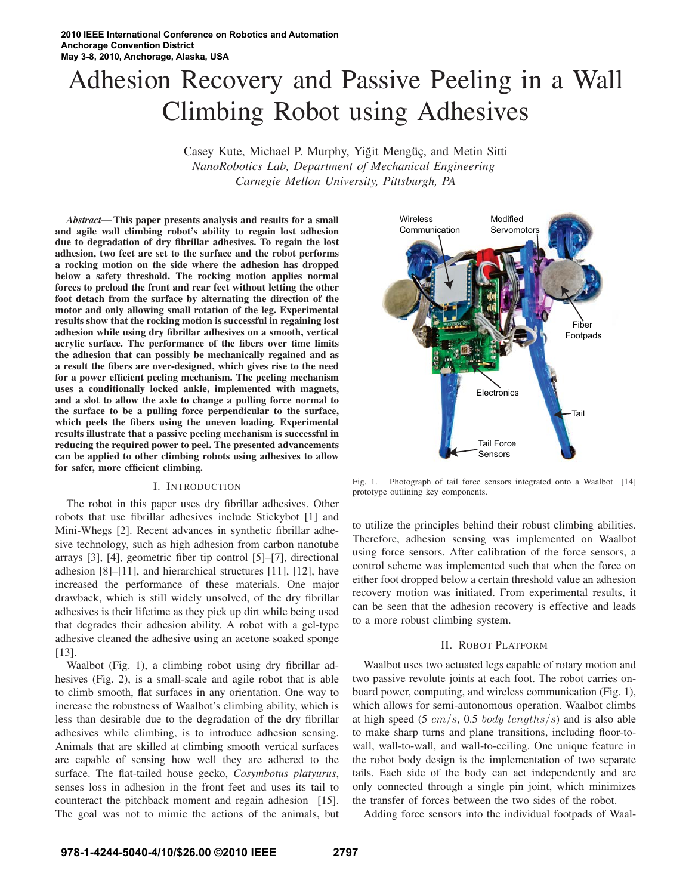# Adhesion Recovery and Passive Peeling in a Wall Climbing Robot using Adhesives

Casey Kute, Michael P. Murphy, Yiğit Mengüç, and Metin Sitti
*NanoRobotics Lab, Department of Mechanical Engineering*
*Carnegie Mellon University, Pittsburgh, PA*

***Abstract*— This paper presents analysis and results for a small and agile wall climbing robot's ability to regain lost adhesion due to degradation of dry fibrillar adhesives. To regain the lost adhesion, two feet are set to the surface and the robot performs a rocking motion on the side where the adhesion has dropped below a safety threshold. The rocking motion applies normal forces to preload the front and rear feet without letting the other foot detach from the surface by alternating the direction of the motor and only allowing small rotation of the leg. Experimental results show that the rocking motion is successful in regaining lost adhesion while using dry fibrillar adhesives on a smooth, vertical acrylic surface. The performance of the fibers over time limits the adhesion that can possibly be mechanically regained and as a result the fibers are over-designed, which gives rise to the need for a power efficient peeling mechanism. The peeling mechanism uses a conditionally locked ankle, implemented with magnets, and a slot to allow the axle to change a pulling force normal to the surface to be a pulling force perpendicular to the surface, which peels the fibers using the uneven loading. Experimental results illustrate that a passive peeling mechanism is successful in reducing the required power to peel. The presented advancements can be applied to other climbing robots using adhesives to allow for safer, more efficient climbing.**

## I. Introduction

The robot in this paper uses dry fibrillar adhesives. Other robots that use fibrillar adhesives include Stickybot [1] and Mini-Whegs [2]. Recent advances in synthetic fibrillar adhesive technology, such as high adhesion from carbon nanotube arrays [3], [4], geometric fiber tip control [5]–[7], directional adhesion [8]–[11], and hierarchical structures [11], [12], have increased the performance of these materials. One major drawback, which is still widely unsolved, of the dry fibrillar adhesives is their lifetime as they pick up dirt while being used that degrades their adhesion ability. A robot with a gel-type adhesive cleaned the adhesive using an acetone soaked sponge [13].

Waalbot (Fig. 1), a climbing robot using dry fibrillar adhesives (Fig. 2), is a small-scale and agile robot that is able to climb smooth, flat surfaces in any orientation. One way to increase the robustness of Waalbot's climbing ability, which is less than desirable due to the degradation of the dry fibrillar adhesives while climbing, is to introduce adhesion sensing. Animals that are skilled at climbing smooth vertical surfaces are capable of sensing how well they are adhered to the surface. The flat-tailed house gecko, *Cosymbotus platyurus*, senses loss in adhesion in the front feet and uses its tail to counteract the pitchback moment and regain adhesion [15]. The goal was not to mimic the actions of the animals, but to utilize the principles behind their robust climbing abilities. Therefore, adhesion sensing was implemented on Waalbot using force sensors. After calibration of the force sensors, a control scheme was implemented such that when the force on either foot dropped below a certain threshold value an adhesion recovery motion was initiated. From experimental results, it can be seen that the adhesion recovery is effective and leads to a more robust climbing system.

Fig. 1. Photograph of tail force sensors integrated onto a Waalbot [14] prototype outlining key components.

## II. Robot Platform

Waalbot uses two actuated legs capable of rotary motion and two passive revolute joints at each foot. The robot carries onboard power, computing, and wireless communication (Fig. 1), which allows for semi-autonomous operation. Waalbot climbs at high speed (5 $cm/s$, 0.5 $body\ lengths/s$) and is also able to make sharp turns and plane transitions, including floor-to-wall, wall-to-wall, and wall-to-ceiling. One unique feature in the robot body design is the implementation of two separate tails. Each side of the body can act independently and are only connected through a single pin joint, which minimizes the transfer of forces between the two sides of the robot.

Adding force sensors into the individual footpads of Waal-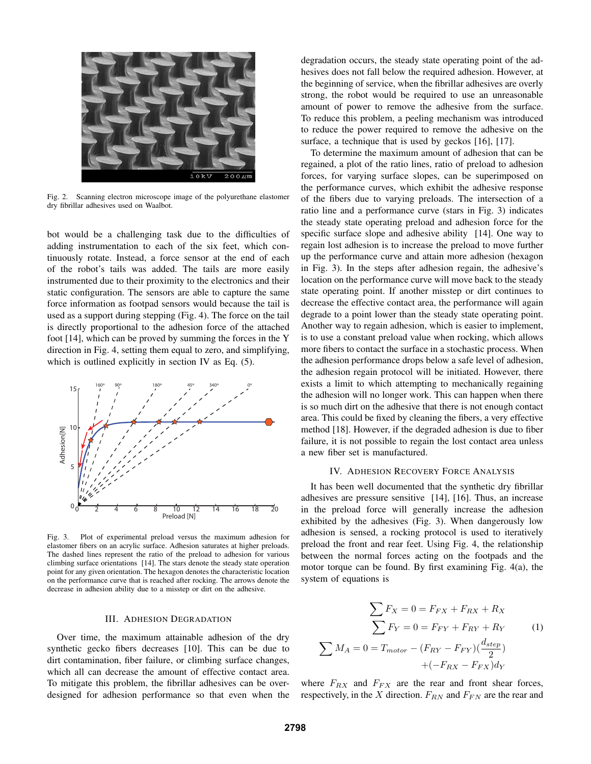Fig. 2. Scanning electron microscope image of the polyurethane elastomer dry fibrillar adhesives used on Waalbot.

bot would be a challenging task due to the difficulties of adding instrumentation to each of the six feet, which continuously rotate. Instead, a force sensor at the end of each of the robot's tails was added. The tails are more easily instrumented due to their proximity to the electronics and their static configuration. The sensors are able to capture the same force information as footpad sensors would because the tail is used as a support during stepping (Fig. 4). The force on the tail is directly proportional to the adhesion force of the attached foot [14], which can be proved by summing the forces in the Y direction in Fig. 4, setting them equal to zero, and simplifying, which is outlined explicitly in section IV as Eq. (5).

160° 90° 180° 45° 340° 0°
Adhesion[N]
0 5 10 15
Preload [N]
0 2 4 6 8 10 12 14 16 18 20

Fig. 3. Plot of experimental preload versus the maximum adhesion for elastomer fibers on an acrylic surface. Adhesion saturates at higher preloads. The dashed lines represent the ratio of the preload to adhesion for various climbing surface orientations [14]. The stars denote the steady state operation point for any given orientation. The hexagon denotes the characteristic location on the performance curve that is reached after rocking. The arrows denote the decrease in adhesion ability due to a misstep or dirt on the adhesive.

## III. Adhesion Degradation

Over time, the maximum attainable adhesion of the dry synthetic gecko fibers decreases [10]. This can be due to dirt contamination, fiber failure, or climbing surface changes, which all can decrease the amount of effective contact area. To mitigate this problem, the fibrillar adhesives can be over-designed for adhesion performance so that even when the degradation occurs, the steady state operating point of the adhesives does not fall below the required adhesion. However, at the beginning of service, when the fibrillar adhesives are overly strong, the robot would be required to use an unreasonable amount of power to remove the adhesive from the surface. To reduce this problem, a peeling mechanism was introduced to reduce the power required to remove the adhesive on the surface, a technique that is used by geckos [16], [17].

To determine the maximum amount of adhesion that can be regained, a plot of the ratio lines, ratio of preload to adhesion forces, for varying surface slopes, can be superimposed on the performance curves, which exhibit the adhesive response of the fibers due to varying preloads. The intersection of a ratio line and a performance curve (stars in Fig. 3) indicates the steady state operating preload and adhesion force for the specific surface slope and adhesive ability [14]. One way to regain lost adhesion is to increase the preload to move further up the performance curve and attain more adhesion (hexagon in Fig. 3). In the steps after adhesion regain, the adhesive's location on the performance curve will move back to the steady state operating point. If another misstep or dirt continues to decrease the effective contact area, the performance will again degrade to a point lower than the steady state operating point. Another way to regain adhesion, which is easier to implement, is to use a constant preload value when rocking, which allows more fibers to contact the surface in a stochastic process. When the adhesion performance drops below a safe level of adhesion, the adhesion regain protocol will be initiated. However, there exists a limit to which attempting to mechanically regaining the adhesion will no longer work. This can happen when there is so much dirt on the adhesive that there is not enough contact area. This could be fixed by cleaning the fibers, a very effective method [18]. However, if the degraded adhesion is due to fiber failure, it is not possible to regain the lost contact area unless a new fiber set is manufactured.

## IV. Adhesion Recovery Force Analysis

It has been well documented that the synthetic dry fibrillar adhesives are pressure sensitive [14], [16]. Thus, an increase in the preload force will generally increase the adhesion exhibited by the adhesives (Fig. 3). When dangerously low adhesion is sensed, a rocking protocol is used to iteratively preload the front and rear feet. Using Fig. 4, the relationship between the normal forces acting on the footpads and the motor torque can be found. By first examining Fig. 4(a), the system of equations is

$$
\begin{aligned}
\sum F_X &= 0 = F_{FX} + F_{RX} + R_X \\
\sum F_Y &= 0 = F_{FY} + F_{RY} + R_Y \\
\sum M_A &= 0 = T_{motor} - (F_{RY} - F_{FY})(\frac{d_{step}}{2}) \\
&\quad +(-F_{RX} - F_{FX})d_Y
\end{aligned}
\tag{1}
$$

where $F_{RX}$ and $F_{FX}$ are the rear and front shear forces, respectively, in the $X$ direction. $F_{RN}$ and $F_{FN}$ are the rear and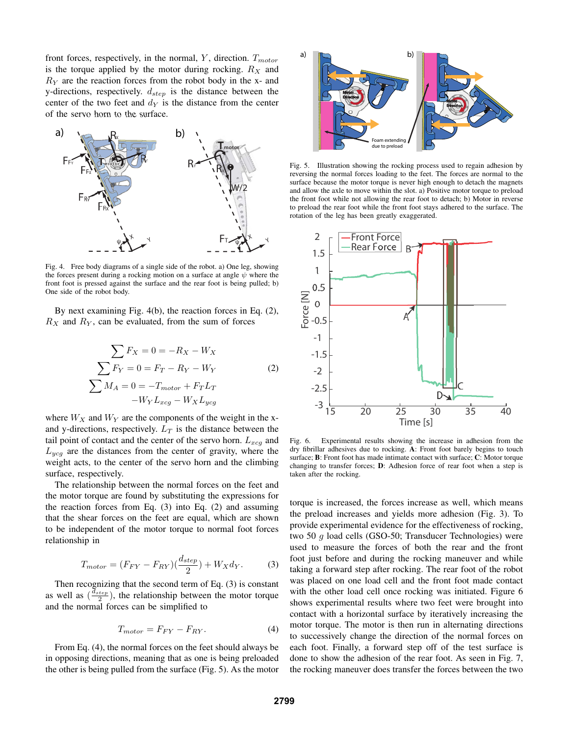front forces, respectively, in the normal, $Y$, direction. $T_{motor}$ is the torque applied by the motor during rocking. $R_X$ and $R_Y$ are the reaction forces from the robot body in the x- and y-directions, respectively. $d_{step}$ is the distance between the center of the two feet and $d_Y$ is the distance from the center of the servo horn to the surface.

Fig. 4. Free body diagrams of a single side of the robot. a) One leg, showing the forces present during a rocking motion on a surface at angle $\psi$ where the front foot is pressed against the surface and the rear foot is being pulled; b) One side of the robot body.

By next examining Fig. 4(b), the reaction forces in Eq. (2), $R_X$ and $R_Y$, can be evaluated, from the sum of forces

$$
\begin{aligned}
\sum F_X &= 0 = -R_X - W_X \\
\sum F_Y &= 0 = F_T - R_Y - W_Y \\
\sum M_A &= 0 = -T_{motor} + F_T L_T \\
&\quad -W_Y L_{xcg} - W_X L_{ycg}
\end{aligned}
\tag{2}
$$

where $W_X$ and $W_Y$ are the components of the weight in the x- and y-directions, respectively. $L_T$ is the distance between the tail point of contact and the center of the servo horn. $L_{xcg}$ and $L_{ycg}$ are the distances from the center of gravity, where the weight acts, to the center of the servo horn and the climbing surface, respectively.

The relationship between the normal forces on the feet and the motor torque are found by substituting the expressions for the reaction forces from Eq. (3) into Eq. (2) and assuming that the shear forces on the feet are equal, which are shown to be independent of the motor torque to normal foot forces relationship in

$$
T_{motor} = (F_{FY} - F_{RY})(\frac{d_{step}}{2}) + W_X d_Y. \tag{3}
$$

Then recognizing that the second term of Eq. (3) is constant as well as $(\frac{d_{step}}{2})$, the relationship between the motor torque and the normal forces can be simplified to

$$
T_{motor} = F_{FY} - F_{RY}. \tag{4}
$$

From Eq. (4), the normal forces on the feet should always be in opposing directions, meaning that as one is being preloaded the other is being pulled from the surface (Fig. 5). As the motor torque is increased, the forces increase as well, which means the preload increases and yields more adhesion (Fig. 3). To provide experimental evidence for the effectiveness of rocking, two 50 $g$ load cells (GSO-50; Transducer Technologies) were used to measure the forces of both the rear and the front foot just before and during the rocking maneuver and while taking a forward step after rocking. The rear foot of the robot was placed on one load cell and the front foot made contact with the other load cell once rocking was initiated. Figure 6 shows experimental results where two feet were brought into contact with a horizontal surface by iteratively increasing the motor torque. The motor is then run in alternating directions to successively change the direction of the normal forces on each foot. Finally, a forward step off of the test surface is done to show the adhesion of the rear foot. As seen in Fig. 7, the rocking maneuver does transfer the forces between the two

Fig. 5. Illustration showing the rocking process used to regain adhesion by reversing the normal forces loading to the feet. The forces are normal to the surface because the motor torque is never high enough to detach the magnets and allow the axle to move within the slot. a) Positive motor torque to preload the front foot while not allowing the rear foot to detach; b) Motor in reverse to preload the rear foot while the front foot stays adhered to the surface. The rotation of the leg has been greatly exaggerated.

Fig. 6. Experimental results showing the increase in adhesion from the dry fibrillar adhesives due to rocking. **A**: Front foot barely begins to touch surface; **B**: Front foot has made intimate contact with surface; **C**: Motor torque changing to transfer forces; **D**: Adhesion force of rear foot when a step is taken after the rocking.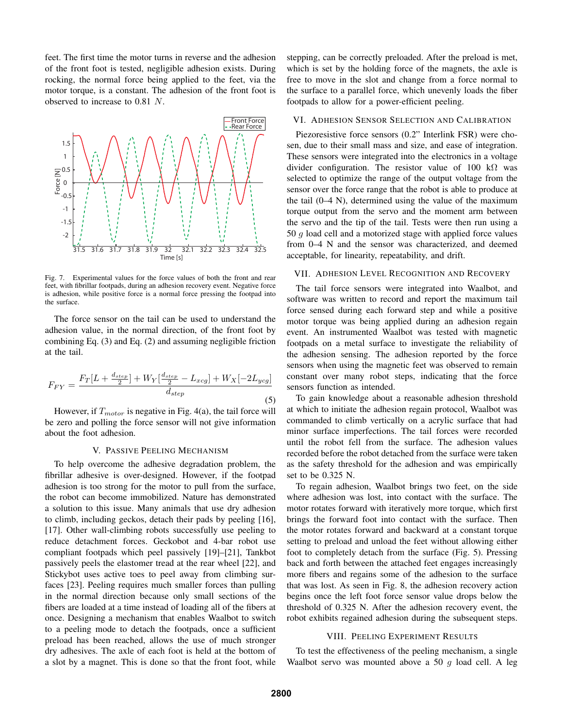feet. The first time the motor turns in reverse and the adhesion of the front foot is tested, negligible adhesion exists. During rocking, the normal force being applied to the feet, via the motor torque, is a constant. The adhesion of the front foot is observed to increase to 0.81 $N$.

Fig. 7. Experimental values for the force values of both the front and rear feet, with fibrillar footpads, during an adhesion recovery event. Negative force is adhesion, while positive force is a normal force pressing the footpad into the surface.

The force sensor on the tail can be used to understand the adhesion value, in the normal direction, of the front foot by combining Eq. (3) and Eq. (2) and assuming negligible friction at the tail.

$$F_{FY} = \frac{F_T[L + \frac{d_{step}}{2}] + W_Y[\frac{d_{step}}{2} - L_{xcg}] + W_X[-2L_{ycg}]}{d_{step}} \tag{5}$$

However, if $T_{motor}$ is negative in Fig. 4(a), the tail force will be zero and polling the force sensor will not give information about the foot adhesion.

## V. Passive Peeling Mechanism

To help overcome the adhesive degradation problem, the fibrillar adhesive is over-designed. However, if the footpad adhesion is too strong for the motor to pull from the surface, the robot can become immobilized. Nature has demonstrated a solution to this issue. Many animals that use dry adhesion to climb, including geckos, detach their pads by peeling [16], [17]. Other wall-climbing robots successfully use peeling to reduce detachment forces. Geckobot and 4-bar robot use compliant footpads which peel passively [19]–[21], Tankbot passively peels the elastomer tread at the rear wheel [22], and Stickybot uses active toes to peel away from climbing surfaces [23]. Peeling requires much smaller forces than pulling in the normal direction because only small sections of the fibers are loaded at a time instead of loading all of the fibers at once. Designing a mechanism that enables Waalbot to switch to a peeling mode to detach the footpads, once a sufficient preload has been reached, allows the use of much stronger dry adhesives. The axle of each foot is held at the bottom of a slot by a magnet. This is done so that the front foot, while stepping, can be correctly preloaded. After the preload is met, which is set by the holding force of the magnets, the axle is free to move in the slot and change from a force normal to the surface to a parallel force, which unevenly loads the fiber footpads to allow for a power-efficient peeling.

## VI. Adhesion Sensor Selection and Calibration

Piezoresistive force sensors (0.2" Interlink FSR) were chosen, due to their small mass and size, and ease of integration. These sensors were integrated into the electronics in a voltage divider configuration. The resistor value of 100 k$\Omega$ was selected to optimize the range of the output voltage from the sensor over the force range that the robot is able to produce at the tail (0–4 N), determined using the value of the maximum torque output from the servo and the moment arm between the servo and the tip of the tail. Tests were then run using a 50 $g$ load cell and a motorized stage with applied force values from 0–4 N and the sensor was characterized, and deemed acceptable, for linearity, repeatability, and drift.

## VII. Adhesion Level Recognition and Recovery

The tail force sensors were integrated into Waalbot, and software was written to record and report the maximum tail force sensed during each forward step and while a positive motor torque was being applied during an adhesion regain event. An instrumented Waalbot was tested with magnetic footpads on a metal surface to investigate the reliability of the adhesion sensing. The adhesion reported by the force sensors when using the magnetic feet was observed to remain constant over many robot steps, indicating that the force sensors function as intended.

To gain knowledge about a reasonable adhesion threshold at which to initiate the adhesion regain protocol, Waalbot was commanded to climb vertically on a acrylic surface that had minor surface imperfections. The tail forces were recorded until the robot fell from the surface. The adhesion values recorded before the robot detached from the surface were taken as the safety threshold for the adhesion and was empirically set to be 0.325 N.

To regain adhesion, Waalbot brings two feet, on the side where adhesion was lost, into contact with the surface. The motor rotates forward with iteratively more torque, which first brings the forward foot into contact with the surface. Then the motor rotates forward and backward at a constant torque setting to preload and unload the feet without allowing either foot to completely detach from the surface (Fig. 5). Pressing back and forth between the attached feet engages increasingly more fibers and regains some of the adhesion to the surface that was lost. As seen in Fig. 8, the adhesion recovery action begins once the left foot force sensor value drops below the threshold of 0.325 N. After the adhesion recovery event, the robot exhibits regained adhesion during the subsequent steps.

## VIII. Peeling Experiment Results

To test the effectiveness of the peeling mechanism, a single Waalbot servo was mounted above a 50 $g$ load cell. A leg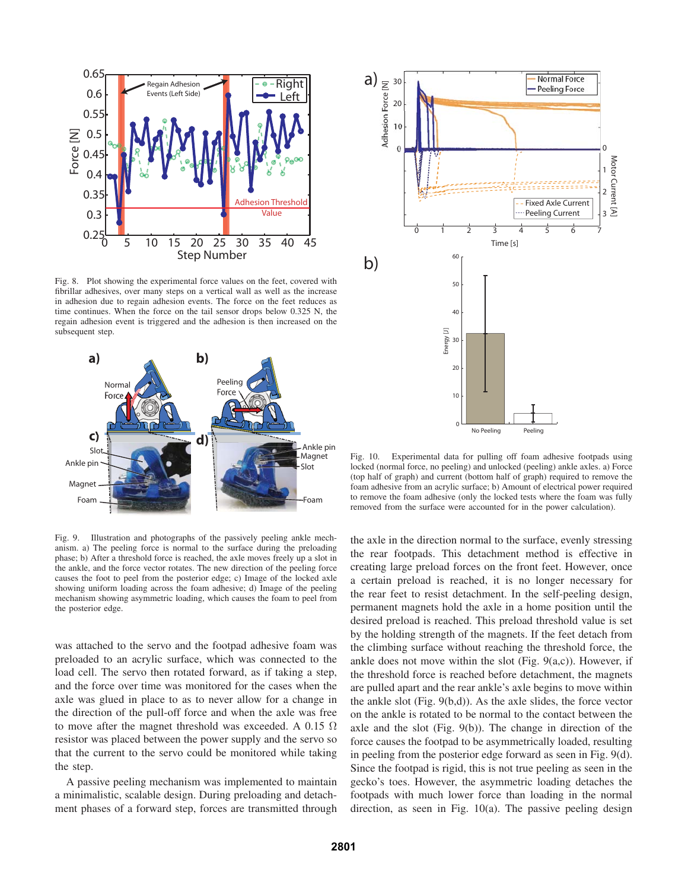0.65
0.6
0.55
0.5
0.45
0.4
0.35
0.3
0.25
Force [N]
0 5 10 15 20 25 30 35 40 45
Step Number
Regain Adhesion Events (Left Side)
Right
Left
Adhesion Threshold Value

Fig. 8. Plot showing the experimental force values on the feet, covered with fibrillar adhesives, over many steps on a vertical wall as well as the increase in adhesion due to regain adhesion events. The force on the feet reduces as time continues. When the force on the tail sensor drops below 0.325 N, the regain adhesion event is triggered and the adhesion is then increased on the subsequent step.

a)
Normal Force
b)
Peeling Force
c)
Slot
Ankle pin
Magnet
Foam
d)
Ankle pin
Magnet
Slot
Foam

Fig. 9. Illustration and photographs of the passively peeling ankle mechanism. a) The peeling force is normal to the surface during the preloading phase; b) After a threshold force is reached, the axle moves freely up a slot in the ankle, and the force vector rotates. The new direction of the peeling force causes the foot to peel from the posterior edge; c) Image of the locked axle showing uniform loading across the foam adhesive; d) Image of the peeling mechanism showing asymmetric loading, which causes the foam to peel from the posterior edge.

was attached to the servo and the footpad adhesive foam was preloaded to an acrylic surface, which was connected to the load cell. The servo then rotated forward, as if taking a step, and the force over time was monitored for the cases when the axle was glued in place to as to never allow for a change in the direction of the pull-off force and when the axle was free to move after the magnet threshold was exceeded. A 0.15 Ω resistor was placed between the power supply and the servo so that the current to the servo could be monitored while taking the step.

A passive peeling mechanism was implemented to maintain a minimalistic, scalable design. During preloading and detachment phases of a forward step, forces are transmitted through the axle in the direction normal to the surface, evenly stressing the rear footpads. This detachment method is effective in creating large preload forces on the front feet. However, once a certain preload is reached, it is no longer necessary for the rear feet to resist detachment. In the self-peeling design, permanent magnets hold the axle in a home position until the desired preload is reached. This preload threshold value is set by the holding strength of the magnets. If the feet detach from the climbing surface without reaching the threshold force, the ankle does not move within the slot (Fig. 9(a,c)). However, if the threshold force is reached before detachment, the magnets are pulled apart and the rear ankle's axle begins to move within the ankle slot (Fig. 9(b,d)). As the axle slides, the force vector on the ankle is rotated to be normal to the contact between the axle and the slot (Fig. 9(b)). The change in direction of the force causes the footpad to be asymmetrically loaded, resulting in peeling from the posterior edge forward as seen in Fig. 9(d). Since the footpad is rigid, this is not true peeling as seen in the gecko's toes. However, the asymmetric loading detaches the footpads with much lower force than loading in the normal direction, as seen in Fig. 10(a). The passive peeling design

a)
Adhesion Force [N]
30
20
10
0
Normal Force
Peeling Force
Motor Current [A]
0
1
2
3
Fixed Axle Current
Peeling Current
0 1 2 3 4 5 6 7
Time [s]

b)
Energy [J]
60
50
40
30
20
10
0
No Peeling
Peeling

Fig. 10. Experimental data for pulling off foam adhesive footpads using locked (normal force, no peeling) and unlocked (peeling) ankle axles. a) Force (top half of graph) and current (bottom half of graph) required to remove the foam adhesive from an acrylic surface; b) Amount of electrical power required to remove the foam adhesive (only the locked tests where the foam was fully removed from the surface were accounted for in the power calculation).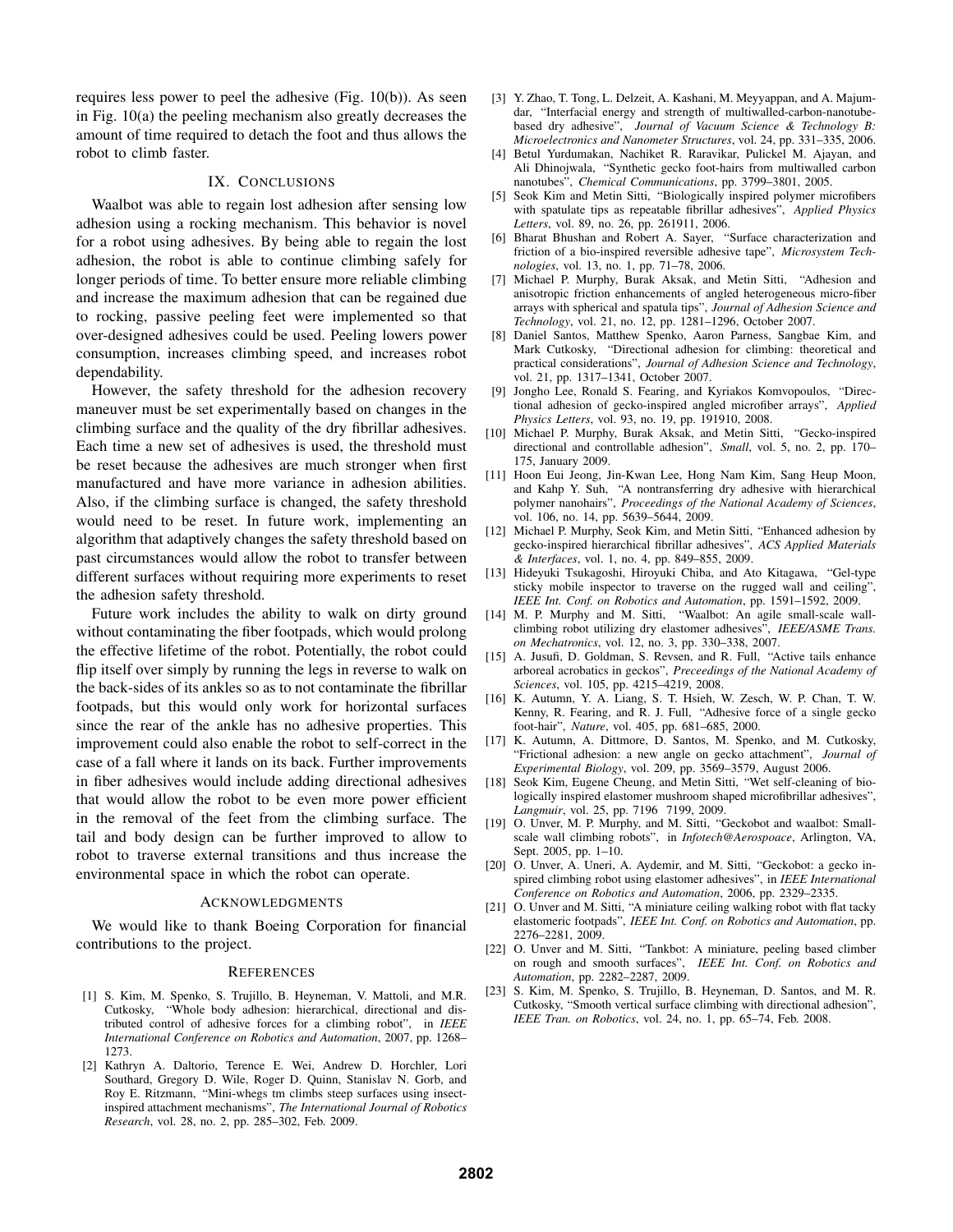requires less power to peel the adhesive (Fig. 10(b)). As seen in Fig. 10(a) the peeling mechanism also greatly decreases the amount of time required to detach the foot and thus allows the robot to climb faster.

## IX. CONCLUSIONS

Waalbot was able to regain lost adhesion after sensing low adhesion using a rocking mechanism. This behavior is novel for a robot using adhesives. By being able to regain the lost adhesion, the robot is able to continue climbing safely for longer periods of time. To better ensure more reliable climbing and increase the maximum adhesion that can be regained due to rocking, passive peeling feet were implemented so that over-designed adhesives could be used. Peeling lowers power consumption, increases climbing speed, and increases robot dependability.

However, the safety threshold for the adhesion recovery maneuver must be set experimentally based on changes in the climbing surface and the quality of the dry fibrillar adhesives. Each time a new set of adhesives is used, the threshold must be reset because the adhesives are much stronger when first manufactured and have more variance in adhesion abilities. Also, if the climbing surface is changed, the safety threshold would need to be reset. In future work, implementing an algorithm that adaptively changes the safety threshold based on past circumstances would allow the robot to transfer between different surfaces without requiring more experiments to reset the adhesion safety threshold.

Future work includes the ability to walk on dirty ground without contaminating the fiber footpads, which would prolong the effective lifetime of the robot. Potentially, the robot could flip itself over simply by running the legs in reverse to walk on the back-sides of its ankles so as to not contaminate the fibrillar footpads, but this would only work for horizontal surfaces since the rear of the ankle has no adhesive properties. This improvement could also enable the robot to self-correct in the case of a fall where it lands on its back. Further improvements in fiber adhesives would include adding directional adhesives that would allow the robot to be even more power efficient in the removal of the feet from the climbing surface. The tail and body design can be further improved to allow to robot to traverse external transitions and thus increase the environmental space in which the robot can operate.

## ACKNOWLEDGMENTS

We would like to thank Boeing Corporation for financial contributions to the project.

## REFERENCES

[1] S. Kim, M. Spenko, S. Trujillo, B. Heyneman, V. Mattoli, and M.R. Cutkosky, "Whole body adhesion: hierarchical, directional and distributed control of adhesive forces for a climbing robot", in *IEEE International Conference on Robotics and Automation*, 2007, pp. 1268–1273.

[2] Kathryn A. Daltorio, Terence E. Wei, Andrew D. Horchler, Lori Southard, Gregory D. Wile, Roger D. Quinn, Stanislav N. Gorb, and Roy E. Ritzmann, "Mini-whegs tm climbs steep surfaces using insect-inspired attachment mechanisms", *The International Journal of Robotics Research*, vol. 28, no. 2, pp. 285–302, Feb. 2009.

[3] Y. Zhao, T. Tong, L. Delzeit, A. Kashani, M. Meyyappan, and A. Majumdar, "Interfacial energy and strength of multiwalled-carbon-nanotube-based dry adhesive", *Journal of Vacuum Science & Technology B: Microelectronics and Nanometer Structures*, vol. 24, pp. 331–335, 2006.

[4] Betul Yurdumakan, Nachiket R. Raravikar, Pulickel M. Ajayan, and Ali Dhinojwala, "Synthetic gecko foot-hairs from multiwalled carbon nanotubes", *Chemical Communications*, pp. 3799–3801, 2005.

[5] Seok Kim and Metin Sitti, "Biologically inspired polymer microfibers with spatulate tips as repeatable fibrillar adhesives", *Applied Physics Letters*, vol. 89, no. 26, pp. 261911, 2006.

[6] Bharat Bhushan and Robert A. Sayer, "Surface characterization and friction of a bio-inspired reversible adhesive tape", *Microsystem Technologies*, vol. 13, no. 1, pp. 71–78, 2006.

[7] Michael P. Murphy, Burak Aksak, and Metin Sitti, "Adhesion and anisotropic friction enhancements of angled heterogeneous micro-fiber arrays with spherical and spatula tips", *Journal of Adhesion Science and Technology*, vol. 21, no. 12, pp. 1281–1296, October 2007.

[8] Daniel Santos, Matthew Spenko, Aaron Parness, Sangbae Kim, and Mark Cutkosky, "Directional adhesion for climbing: theoretical and practical considerations", *Journal of Adhesion Science and Technology*, vol. 21, pp. 1317–1341, October 2007.

[9] Jongho Lee, Ronald S. Fearing, and Kyriakos Komvopoulos, "Directional adhesion of gecko-inspired angled microfiber arrays", *Applied Physics Letters*, vol. 93, no. 19, pp. 191910, 2008.

[10] Michael P. Murphy, Burak Aksak, and Metin Sitti, "Gecko-inspired directional and controllable adhesion", *Small*, vol. 5, no. 2, pp. 170–175, January 2009.

[11] Hoon Eui Jeong, Jin-Kwan Lee, Hong Nam Kim, Sang Heup Moon, and Kahp Y. Suh, "A nontransferring dry adhesive with hierarchical polymer nanohairs", *Proceedings of the National Academy of Sciences*, vol. 106, no. 14, pp. 5639–5644, 2009.

[12] Michael P. Murphy, Seok Kim, and Metin Sitti, "Enhanced adhesion by gecko-inspired hierarchical fibrillar adhesives", *ACS Applied Materials & Interfaces*, vol. 1, no. 4, pp. 849–855, 2009.

[13] Hideyuki Tsukagoshi, Hiroyuki Chiba, and Ato Kitagawa, "Gel-type sticky mobile inspector to traverse on the rugged wall and ceiling", *IEEE Int. Conf. on Robotics and Automation*, pp. 1591–1592, 2009.

[14] M. P. Murphy and M. Sitti, "Waalbot: An agile small-scale wall-climbing robot utilizing dry elastomer adhesives", *IEEE/ASME Trans. on Mechatronics*, vol. 12, no. 3, pp. 330–338, 2007.

[15] A. Jusufi, D. Goldman, S. Revsen, and R. Full, "Active tails enhance arboreal acrobatics in geckos", *Preceedings of the National Academy of Sciences*, vol. 105, pp. 4215–4219, 2008.

[16] K. Autumn, Y. A. Liang, S. T. Hsieh, W. Zesch, W. P. Chan, T. W. Kenny, R. Fearing, and R. J. Full, "Adhesive force of a single gecko foot-hair", *Nature*, vol. 405, pp. 681–685, 2000.

[17] K. Autumn, A. Dittmore, D. Santos, M. Spenko, and M. Cutkosky, "Frictional adhesion: a new angle on gecko attachment", *Journal of Experimental Biology*, vol. 209, pp. 3569–3579, August 2006.

[18] Seok Kim, Eugene Cheung, and Metin Sitti, "Wet self-cleaning of biologically inspired elastomer mushroom shaped microfibrillar adhesives", *Langmuir*, vol. 25, pp. 7196 7199, 2009.

[19] O. Unver, M. P. Murphy, and M. Sitti, "Geckobot and waalbot: Small-scale wall climbing robots", in *Infotech@Aerospoace*, Arlington, VA, Sept. 2005, pp. 1–10.

[20] O. Unver, A. Uneri, A. Aydemir, and M. Sitti, "Geckobot: a gecko inspired climbing robot using elastomer adhesives", in *IEEE International Conference on Robotics and Automation*, 2006, pp. 2329–2335.

[21] O. Unver and M. Sitti, "A miniature ceiling walking robot with flat tacky elastomeric footpads", *IEEE Int. Conf. on Robotics and Automation*, pp. 2276–2281, 2009.

[22] O. Unver and M. Sitti, "Tankbot: A miniature, peeling based climber on rough and smooth surfaces", *IEEE Int. Conf. on Robotics and Automation*, pp. 2282–2287, 2009.

[23] S. Kim, M. Spenko, S. Trujillo, B. Heyneman, D. Santos, and M. R. Cutkosky, "Smooth vertical surface climbing with directional adhesion", *IEEE Tran. on Robotics*, vol. 24, no. 1, pp. 65–74, Feb. 2008.